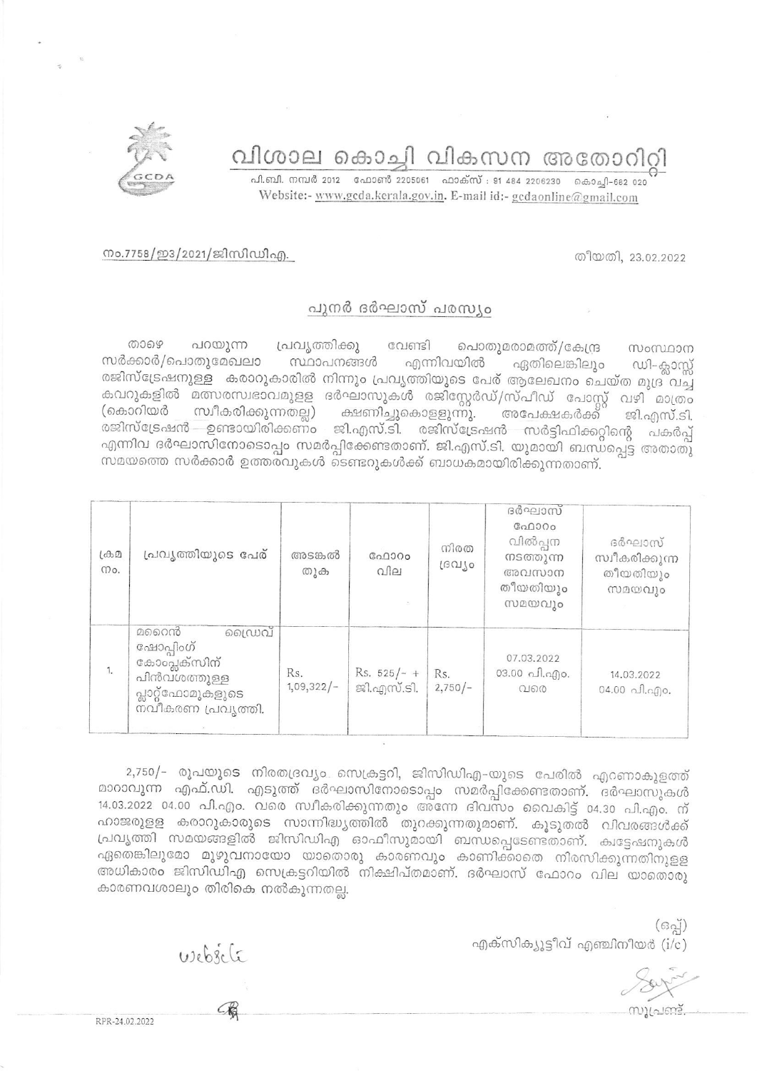# വിശാല കൊച്ചി വികസന അതോറിറ്റി

പി.ബി. നമ്പർ 2012 ഫോൺ 2205061 ഫാക്സ് : 91 484 2206230 കൊച്ചി-682 020
Website:- www.gcda.kerala.gov.in. E-mail id:- gcdaonline@gmail.com

നം.7758/ഇ3/2021/ജിസിഡിഎ.

തീയതി, 23.02.2022

## പുനർ ദർഘാസ് പരസ്യം

താഴെ പറയുന്ന പ്രവൃത്തിക്കു വേണ്ടി പൊതുമരാമത്ത്/കേന്ദ്ര സംസ്ഥാന സർക്കാർ/പൊതുമേഖലാ സ്ഥാപനങ്ങൾ എന്നിവയിൽ ഏതിലെങ്കിലും ഡി-ക്ലാസ്സ് രജിസ്ട്രേഷനുള്ള കരാറുകാരിൽ നിന്നും പ്രവൃത്തിയുടെ പേര് ആലേഖനം ചെയ്ത മുദ്ര വച്ച കവറുകളിൽ മത്സരസ്വഭാവമുള്ള ദർഘാസുകൾ രജിസ്റ്റേർഡ്/സ്പീഡ് പോസ്റ്റ് വഴി മാത്രം (കൊറിയർ സ്വീകരിക്കുന്നതല്ല) ക്ഷണിച്ചുകൊള്ളുന്നു. അപേക്ഷകർക്ക് ജി.എസ്.ടി. രജിസ്ട്രേഷൻ ഉണ്ടായിരിക്കണം ജി.എസ്.ടി. രജിസ്ട്രേഷൻ സർട്ടിഫിക്കറ്റിന്റെ പകർപ്പ് എന്നിവ ദർഘാസിനോടൊപ്പം സമർപ്പിക്കേണ്ടതാണ്. ജി.എസ്.ടി. യുമായി ബന്ധപ്പെട്ട അതാതു സമയത്തെ സർക്കാർ ഉത്തരവുകൾ ടെണ്ടറുകൾക്ക് ബാധകമായിരിക്കുന്നതാണ്.

| ക്രമ നം. | പ്രവൃത്തിയുടെ പേര് | അടങ്കൽ തുക | ഫോറം വില | നിരത ദ്രവ്യം | ദർഘാസ് ഫോറം വിൽപ്പന നടത്തുന്ന അവസാന തീയതിയും സമയവും | ദർഘാസ് സ്വീകരിക്കുന്ന തീയതിയും സമയവും |
|---|---|---|---|---|---|---|
| 1. | മറൈൻ ഡ്രൈവ് ഷോപ്പിംഗ് കോംപ്ലക്സിന് പിൻവശത്തുള്ള പ്ലാറ്റ്ഫോമുകളുടെ നവീകരണ പ്രവൃത്തി. | Rs. 1,09,322/- | Rs. 525/- + ജി.എസ്.ടി. | Rs. 2,750/- | 07.03.2022 03.00 പി.എം. വരെ | 14.03.2022 04.00 പി.എം. |

2,750/- രൂപയുടെ നിരതദ്രവ്യം സെക്രട്ടറി, ജിസിഡിഎ-യുടെ പേരിൽ എറണാകുളത്ത് മാറാവുന്ന എഫ്.ഡി. എടുത്ത് ദർഘാസിനോടൊപ്പം സമർപ്പിക്കേണ്ടതാണ്. ദർഘാസുകൾ 14.03.2022 04.00 പി.എം. വരെ സ്വീകരിക്കുന്നതും അന്നേ ദിവസം വൈകിട്ട് 04.30 പി.എം. ന് ഹാജരുള്ള കരാറുകാരുടെ സാന്നിദ്ധ്യത്തിൽ തുറക്കുന്നതുമാണ്. കൂടുതൽ വിവരങ്ങൾക്ക് പ്രവൃത്തി സമയങ്ങളിൽ ജിസിഡിഎ ഓഫീസുമായി ബന്ധപ്പെടേണ്ടതാണ്. ക്വട്ടേഷനുകൾ ഏതെങ്കിലുമോ മുഴുവനായോ യാതൊരു കാരണവും കാണിക്കാതെ നിരസിക്കുന്നതിനുള്ള അധികാരം ജിസിഡിഎ സെക്രട്ടറിയിൽ നിക്ഷിപ്തമാണ്. ദർഘാസ് ഫോറം വില യാതൊരു കാരണവശാലും തിരികെ നൽകുന്നതല്ല.

(ഒപ്പ്)
എക്സിക്യൂട്ടീവ് എഞ്ചിനീയർ (i/c)

Website

സൂപ്രണ്ട്.

RPR-24.02.2022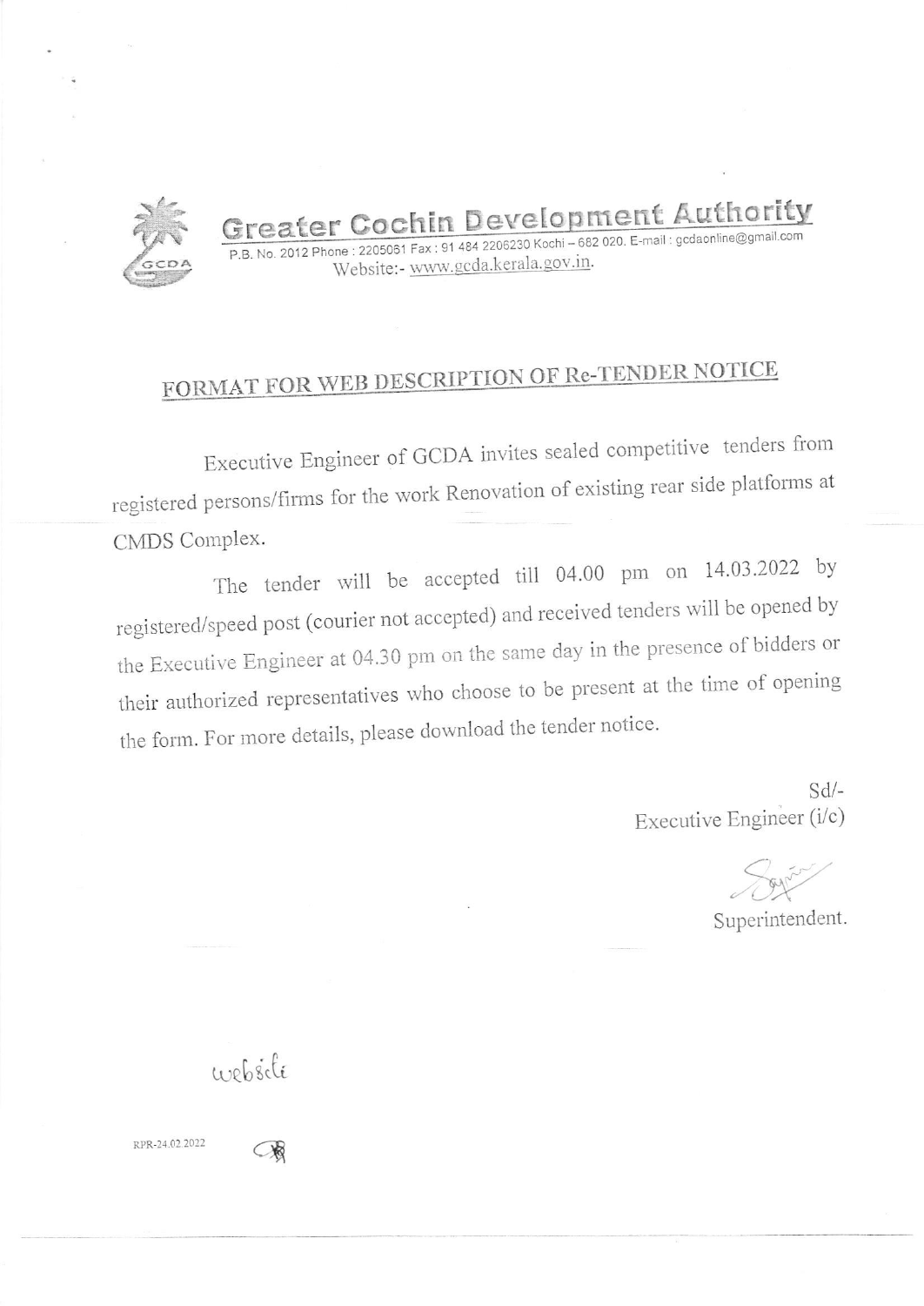**Greater Cochin Development Authority**

P.B. No. 2012 Phone : 2205061 Fax : 91 484 2206230 Kochi – 682 020. E-mail : gcdaonline@gmail.com

Website:- www.gcda.kerala.gov.in.

## FORMAT FOR WEB DESCRIPTION OF Re-TENDER NOTICE

Executive Engineer of GCDA invites sealed competitive tenders from registered persons/firms for the work Renovation of existing rear side platforms at CMDS Complex.

The tender will be accepted till 04.00 pm on 14.03.2022 by registered/speed post (courier not accepted) and received tenders will be opened by the Executive Engineer at 04.30 pm on the same day in the presence of bidders or their authorized representatives who choose to be present at the time of opening the form. For more details, please download the tender notice.

Sd/-
Executive Engineer (i/c)

Superintendent.

website

RPR-24.02.2022